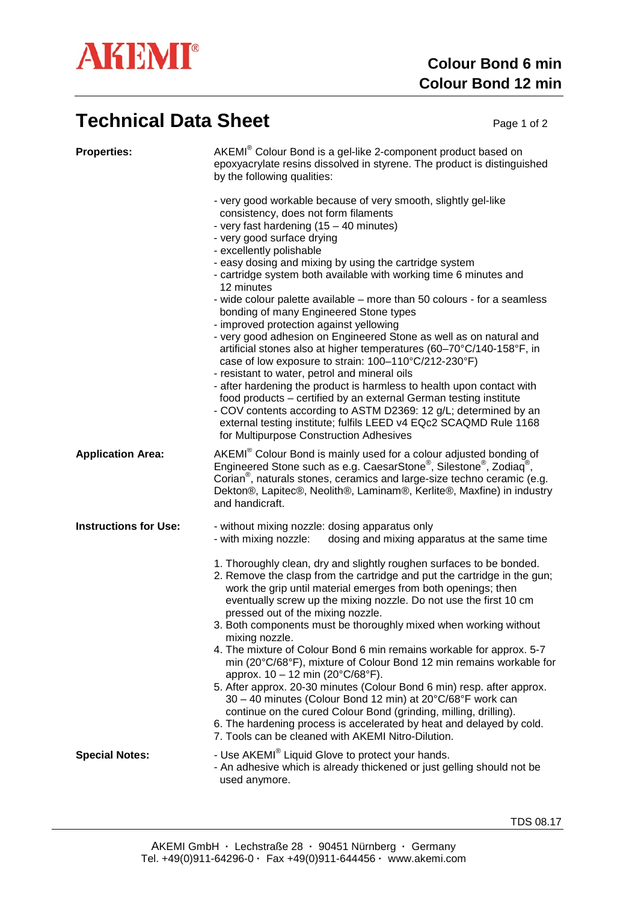# AKEMI®

## Colour Bond 6 min
## Colour Bond 12 min

# Technical Data Sheet

**Properties:**

AKEMI® Colour Bond is a gel-like 2-component product based on epoxyacrylate resins dissolved in styrene. The product is distinguished by the following qualities:

- very good workable because of very smooth, slightly gel-like consistency, does not form filaments
- very fast hardening (15 – 40 minutes)
- very good surface drying
- excellently polishable
- easy dosing and mixing by using the cartridge system
- cartridge system both available with working time 6 minutes and 12 minutes
- wide colour palette available – more than 50 colours - for a seamless bonding of many Engineered Stone types
- improved protection against yellowing
- very good adhesion on Engineered Stone as well as on natural and artificial stones also at higher temperatures (60–70°C/140-158°F, in case of low exposure to strain: 100–110°C/212-230°F)
- resistant to water, petrol and mineral oils
- after hardening the product is harmless to health upon contact with food products – certified by an external German testing institute
- COV contents according to ASTM D2369: 12 g/L; determined by an external testing institute; fulfils LEED v4 EQc2 SCAQMD Rule 1168 for Multipurpose Construction Adhesives

**Application Area:**

AKEMI® Colour Bond is mainly used for a colour adjusted bonding of Engineered Stone such as e.g. CaesarStone®, Silestone®, Zodiaq®, Corian®, naturals stones, ceramics and large-size techno ceramic (e.g. Dekton®, Lapitec®, Neolith®, Laminam®, Kerlite®, Maxfine) in industry and handicraft.

**Instructions for Use:**

- without mixing nozzle: dosing apparatus only
- with mixing nozzle: dosing and mixing apparatus at the same time

1. Thoroughly clean, dry and slightly roughen surfaces to be bonded.
2. Remove the clasp from the cartridge and put the cartridge in the gun; work the grip until material emerges from both openings; then eventually screw up the mixing nozzle. Do not use the first 10 cm pressed out of the mixing nozzle.
3. Both components must be thoroughly mixed when working without mixing nozzle.
4. The mixture of Colour Bond 6 min remains workable for approx. 5-7 min (20°C/68°F), mixture of Colour Bond 12 min remains workable for approx. 10 – 12 min (20°C/68°F).
5. After approx. 20-30 minutes (Colour Bond 6 min) resp. after approx. 30 – 40 minutes (Colour Bond 12 min) at 20°C/68°F work can continue on the cured Colour Bond (grinding, milling, drilling).
6. The hardening process is accelerated by heat and delayed by cold.
7. Tools can be cleaned with AKEMI Nitro-Dilution.

**Special Notes:**

- Use AKEMI® Liquid Glove to protect your hands.
- An adhesive which is already thickened or just gelling should not be used anymore.

TDS 08.17

AKEMI GmbH · Lechstraße 28 · 90451 Nürnberg · Germany
Tel. +49(0)911-64296-0 · Fax +49(0)911-644456 · www.akemi.com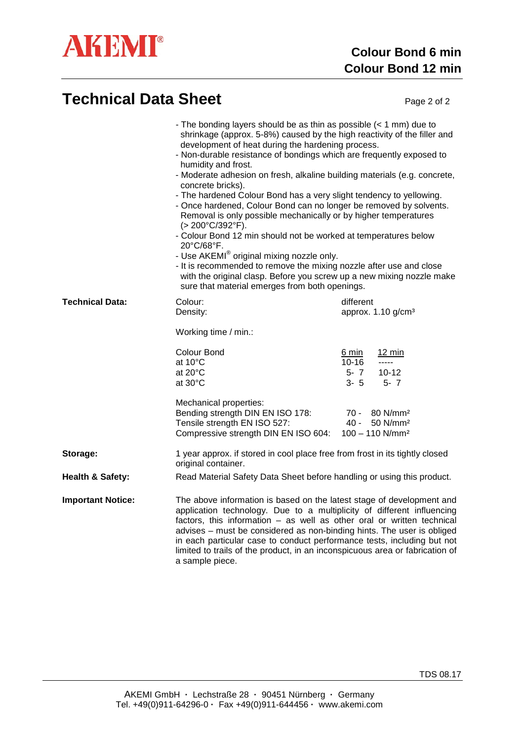- The bonding layers should be as thin as possible (< 1 mm) due to shrinkage (approx. 5-8%) caused by the high reactivity of the filler and development of heat during the hardening process.
- Non-durable resistance of bondings which are frequently exposed to humidity and frost.
- Moderate adhesion on fresh, alkaline building materials (e.g. concrete, concrete bricks).
- The hardened Colour Bond has a very slight tendency to yellowing.
- Once hardened, Colour Bond can no longer be removed by solvents. Removal is only possible mechanically or by higher temperatures (> 200°C/392°F).
- Colour Bond 12 min should not be worked at temperatures below 20°C/68°F.
- Use AKEMI® original mixing nozzle only.
- It is recommended to remove the mixing nozzle after use and close with the original clasp. Before you screw up a new mixing nozzle make sure that material emerges from both openings.

**Technical Data:**

| | | |
|---|---|---|
| Colour: | different | |
| Density: | approx. 1.10 g/cm³ | |

Working time / min.:

| Colour Bond | 6 min | 12 min |
|---|---|---|
| at 10°C | 10-16 | ----- |
| at 20°C | 5- 7 | 10-12 |
| at 30°C | 3- 5 | 5- 7 |

Mechanical properties:

| | |
|---|---|
| Bending strength DIN EN ISO 178: | 70 - 80 N/mm² |
| Tensile strength EN ISO 527: | 40 - 50 N/mm² |
| Compressive strength DIN EN ISO 604: | 100 – 110 N/mm² |

**Storage:** 1 year approx. if stored in cool place free from frost in its tightly closed original container.

**Health & Safety:** Read Material Safety Data Sheet before handling or using this product.

**Important Notice:** The above information is based on the latest stage of development and application technology. Due to a multiplicity of different influencing factors, this information – as well as other oral or written technical advises – must be considered as non-binding hints. The user is obliged in each particular case to conduct performance tests, including but not limited to trails of the product, in an inconspicuous area or fabrication of a sample piece.

TDS 08.17

AKEMI GmbH · Lechstraße 28 · 90451 Nürnberg · Germany
Tel. +49(0)911-64296-0 · Fax +49(0)911-644456 · www.akemi.com